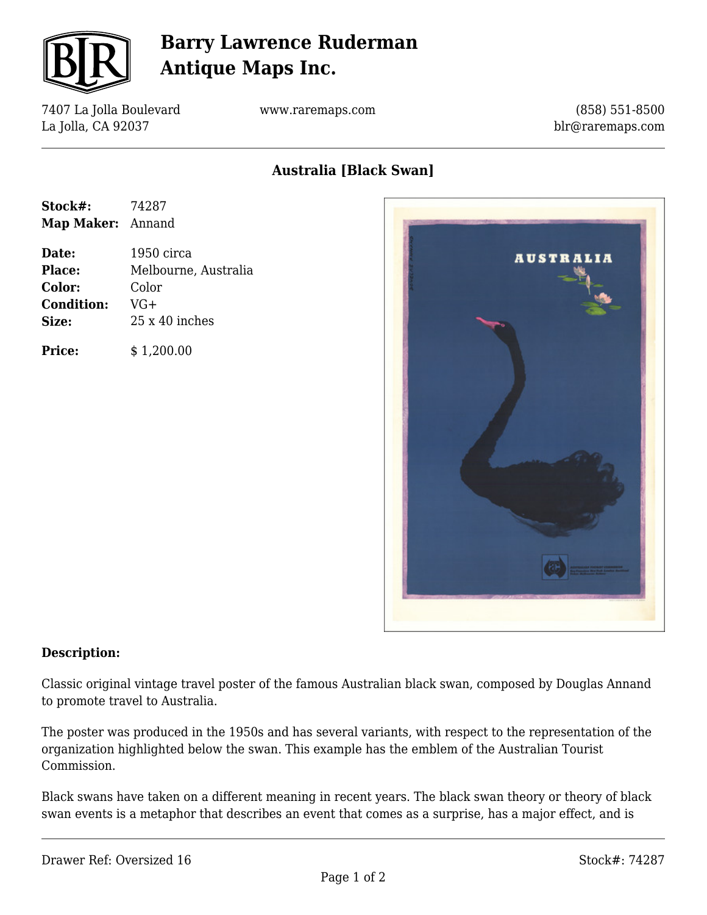# Barry Lawrence Ruderman Antique Maps Inc.

7407 La Jolla Boulevard
La Jolla, CA 92037

www.raremaps.com

(858) 551-8500
blr@raremaps.com

## Australia [Black Swan]

**Stock#:** 74287
**Map Maker:** Annand

**Date:** 1950 circa
**Place:** Melbourne, Australia
**Color:** Color
**Condition:** VG+
**Size:** 25 x 40 inches

**Price:** $ 1,200.00

**Description:**

Classic original vintage travel poster of the famous Australian black swan, composed by Douglas Annand to promote travel to Australia.

The poster was produced in the 1950s and has several variants, with respect to the representation of the organization highlighted below the swan. This example has the emblem of the Australian Tourist Commission.

Black swans have taken on a different meaning in recent years. The black swan theory or theory of black swan events is a metaphor that describes an event that comes as a surprise, has a major effect, and is

Drawer Ref: Oversized 16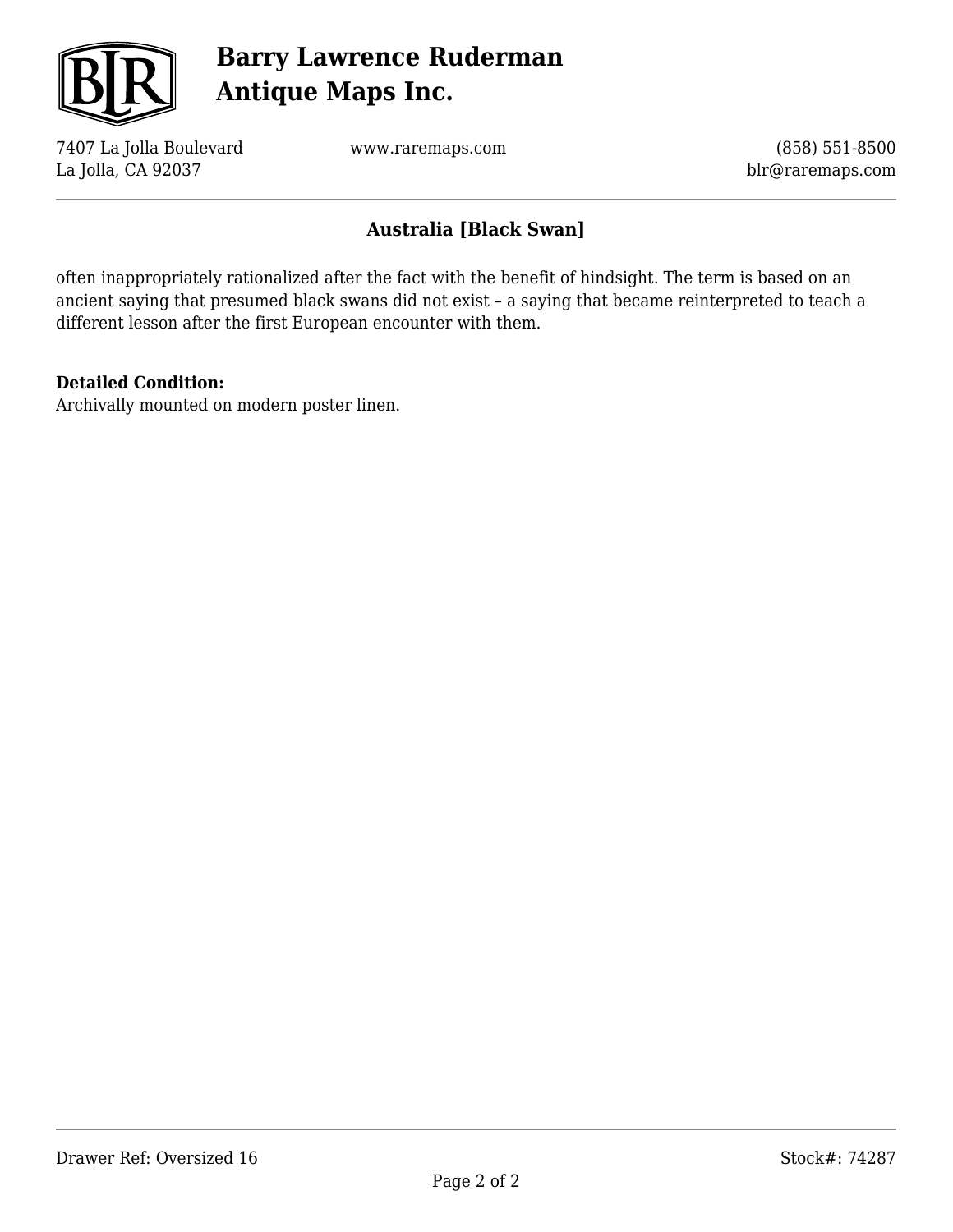often inappropriately rationalized after the fact with the benefit of hindsight. The term is based on an ancient saying that presumed black swans did not exist – a saying that became reinterpreted to teach a different lesson after the first European encounter with them.

**Detailed Condition:**
Archivally mounted on modern poster linen.